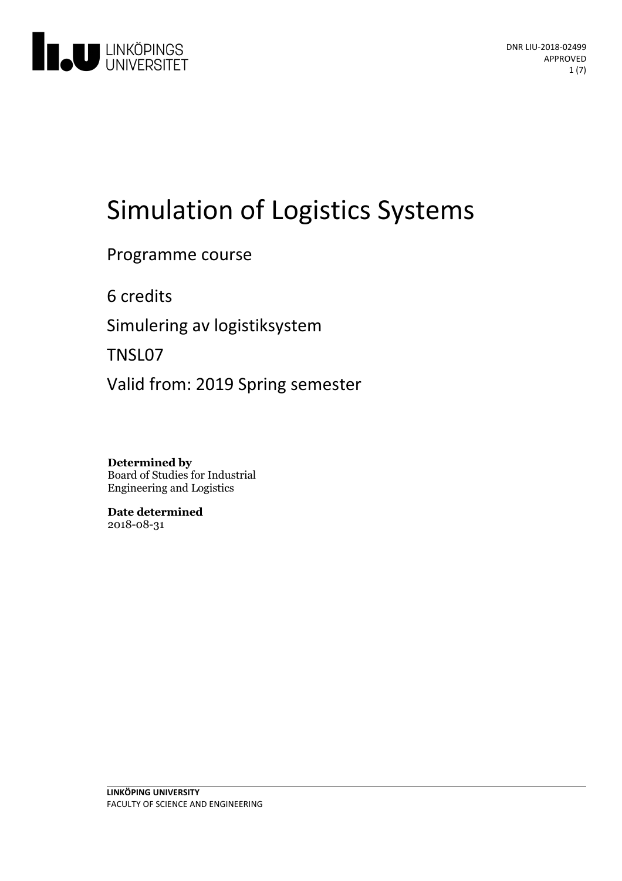LINKÖPINGS UNIVERSITET

DNR LIU-2018-02499
APPROVED

# Simulation of Logistics Systems

Programme course

6 credits

Simulering av logistiksystem

TNSL07

Valid from: 2019 Spring semester

**Determined by**
Board of Studies for Industrial Engineering and Logistics

**Date determined**
2018-08-31

**LINKÖPING UNIVERSITY**
FACULTY OF SCIENCE AND ENGINEERING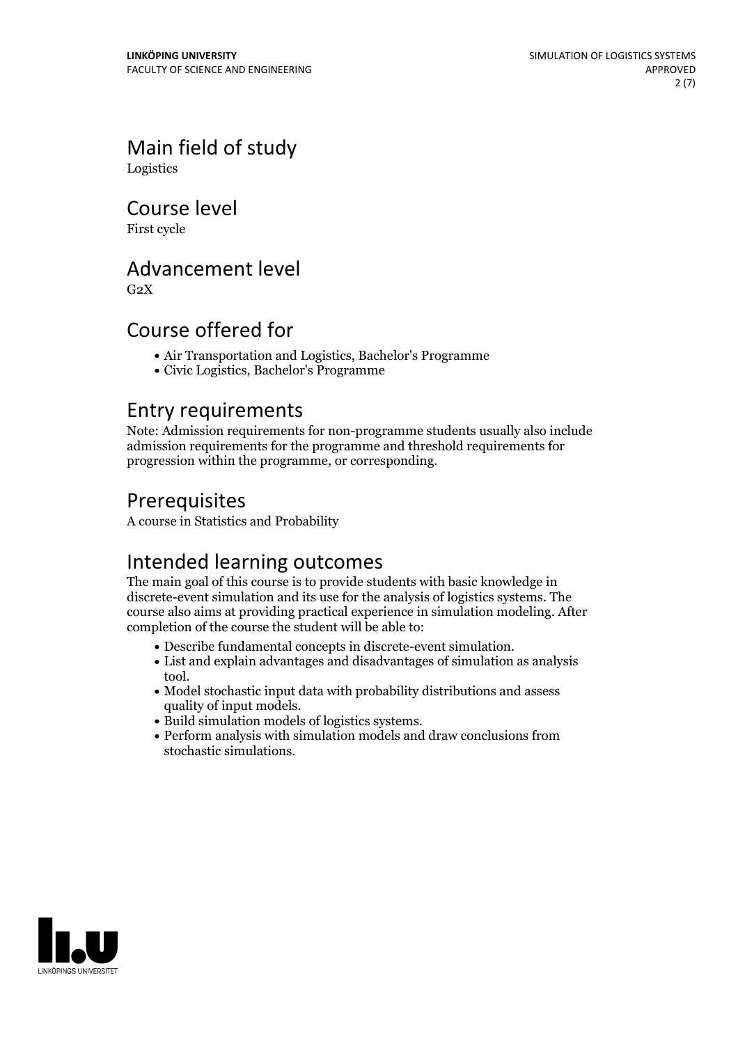## Main field of study

Logistics

## Course level

First cycle

## Advancement level

G2X

## Course offered for

- Air Transportation and Logistics, Bachelor's Programme
- Civic Logistics, Bachelor's Programme

## Entry requirements

Note: Admission requirements for non-programme students usually also include admission requirements for the programme and threshold requirements for progression within the programme, or corresponding.

## Prerequisites

A course in Statistics and Probability

## Intended learning outcomes

The main goal of this course is to provide students with basic knowledge in discrete-event simulation and its use for the analysis of logistics systems. The course also aims at providing practical experience in simulation modeling. After completion of the course the student will be able to:

- Describe fundamental concepts in discrete-event simulation.
- List and explain advantages and disadvantages of simulation as analysis tool.
- Model stochastic input data with probability distributions and assess quality of input models.
- Build simulation models of logistics systems.
- Perform analysis with simulation models and draw conclusions from stochastic simulations.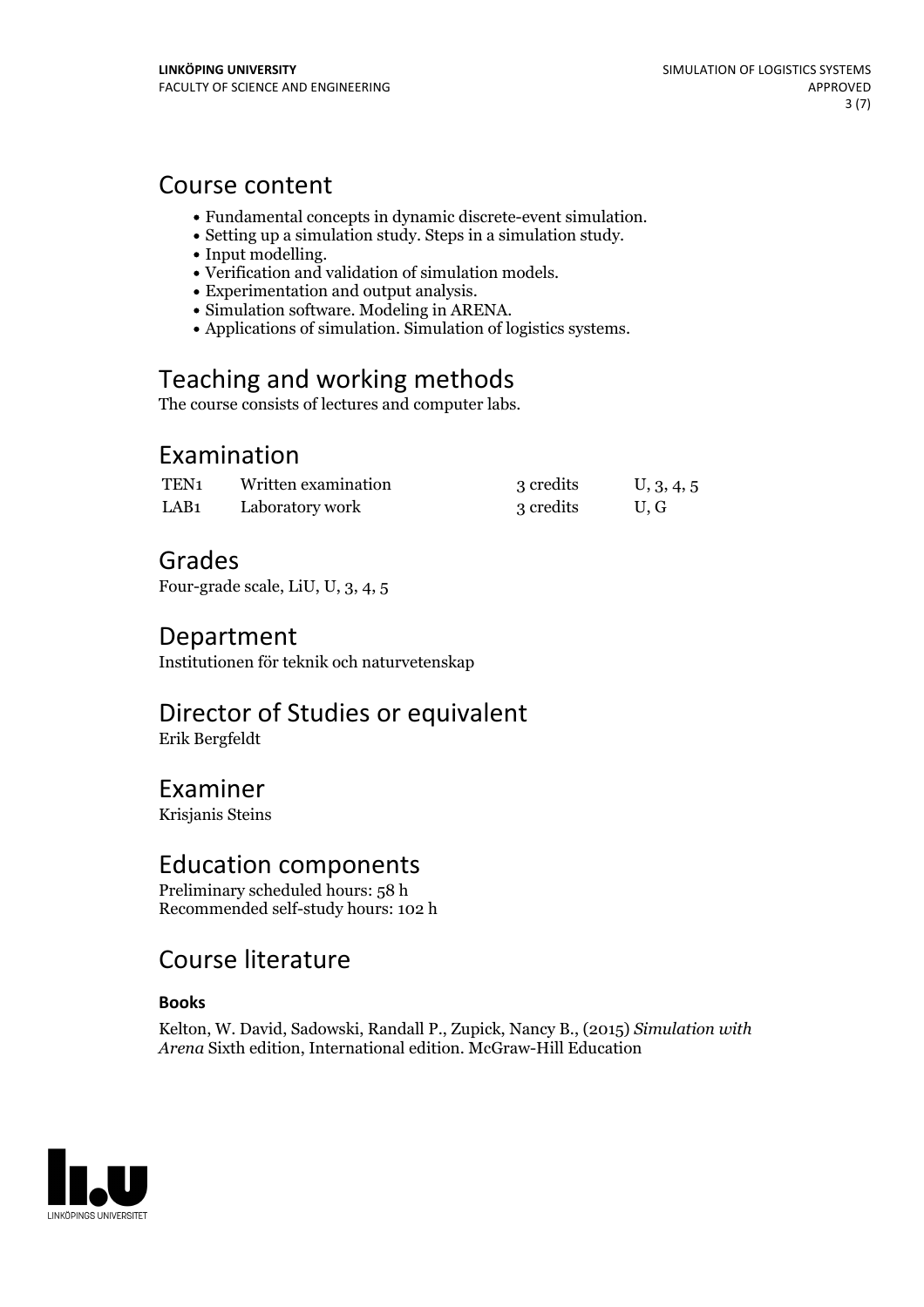## Course content

- Fundamental concepts in dynamic discrete-event simulation.
- Setting up a simulation study. Steps in a simulation study.
- Input modelling.
- Verification and validation of simulation models.
- Experimentation and output analysis.
- Simulation software. Modeling in ARENA.
- Applications of simulation. Simulation of logistics systems.

## Teaching and working methods

The course consists of lectures and computer labs.

## Examination

| | | | |
|---|---|---|---|
| TEN1 | Written examination | 3 credits | U, 3, 4, 5 |
| LAB1 | Laboratory work | 3 credits | U, G |

## Grades

Four-grade scale, LiU, U, 3, 4, 5

## Department

Institutionen för teknik och naturvetenskap

## Director of Studies or equivalent

Erik Bergfeldt

## Examiner

Krisjanis Steins

## Education components

Preliminary scheduled hours: 58 h
Recommended self-study hours: 102 h

## Course literature

### Books

Kelton, W. David, Sadowski, Randall P., Zupick, Nancy B., (2015) *Simulation with Arena* Sixth edition, International edition. McGraw-Hill Education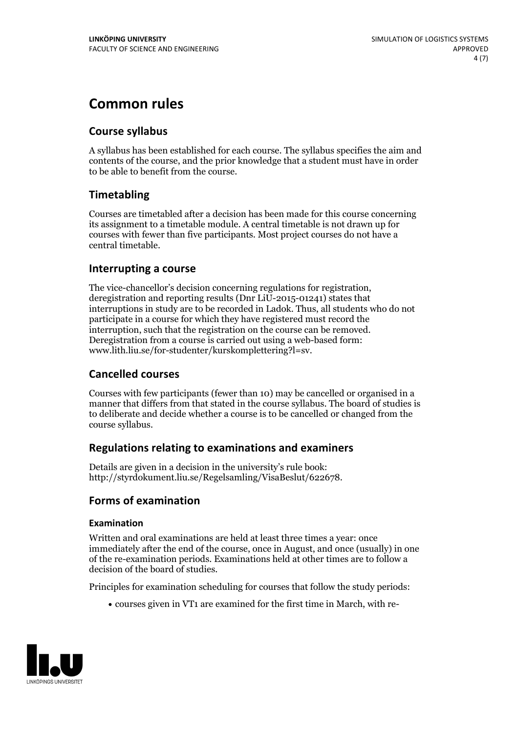# Common rules

## Course syllabus

A syllabus has been established for each course. The syllabus specifies the aim and contents of the course, and the prior knowledge that a student must have in order to be able to benefit from the course.

## Timetabling

Courses are timetabled after a decision has been made for this course concerning its assignment to a timetable module. A central timetable is not drawn up for courses with fewer than five participants. Most project courses do not have a central timetable.

## Interrupting a course

The vice-chancellor's decision concerning regulations for registration, deregistration and reporting results (Dnr LiU-2015-01241) states that interruptions in study are to be recorded in Ladok. Thus, all students who do not participate in a course for which they have registered must record the interruption, such that the registration on the course can be removed. Deregistration from a course is carried out using a web-based form: www.lith.liu.se/for-studenter/kurskomplettering?l=sv.

## Cancelled courses

Courses with few participants (fewer than 10) may be cancelled or organised in a manner that differs from that stated in the course syllabus. The board of studies is to deliberate and decide whether a course is to be cancelled or changed from the course syllabus.

## Regulations relating to examinations and examiners

Details are given in a decision in the university's rule book: http://styrdokument.liu.se/Regelsamling/VisaBeslut/622678.

## Forms of examination

### Examination

Written and oral examinations are held at least three times a year: once immediately after the end of the course, once in August, and once (usually) in one of the re-examination periods. Examinations held at other times are to follow a decision of the board of studies.

Principles for examination scheduling for courses that follow the study periods:

- courses given in VT1 are examined for the first time in March, with re-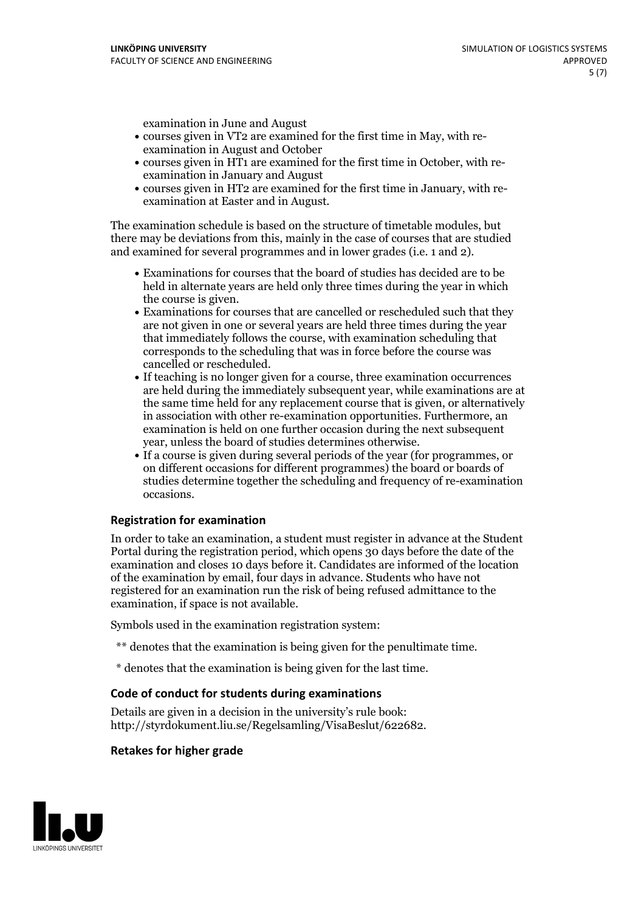examination in June and August

- courses given in VT2 are examined for the first time in May, with re-examination in August and October
- courses given in HT1 are examined for the first time in October, with re-examination in January and August
- courses given in HT2 are examined for the first time in January, with re-examination at Easter and in August.

The examination schedule is based on the structure of timetable modules, but there may be deviations from this, mainly in the case of courses that are studied and examined for several programmes and in lower grades (i.e. 1 and 2).

- Examinations for courses that the board of studies has decided are to be held in alternate years are held only three times during the year in which the course is given.
- Examinations for courses that are cancelled or rescheduled such that they are not given in one or several years are held three times during the year that immediately follows the course, with examination scheduling that corresponds to the scheduling that was in force before the course was cancelled or rescheduled.
- If teaching is no longer given for a course, three examination occurrences are held during the immediately subsequent year, while examinations are at the same time held for any replacement course that is given, or alternatively in association with other re-examination opportunities. Furthermore, an examination is held on one further occasion during the next subsequent year, unless the board of studies determines otherwise.
- If a course is given during several periods of the year (for programmes, or on different occasions for different programmes) the board or boards of studies determine together the scheduling and frequency of re-examination occasions.

### Registration for examination

In order to take an examination, a student must register in advance at the Student Portal during the registration period, which opens 30 days before the date of the examination and closes 10 days before it. Candidates are informed of the location of the examination by email, four days in advance. Students who have not registered for an examination run the risk of being refused admittance to the examination, if space is not available.

Symbols used in the examination registration system:

** denotes that the examination is being given for the penultimate time.

* denotes that the examination is being given for the last time.

### Code of conduct for students during examinations

Details are given in a decision in the university's rule book: http://styrdokument.liu.se/Regelsamling/VisaBeslut/622682.

### Retakes for higher grade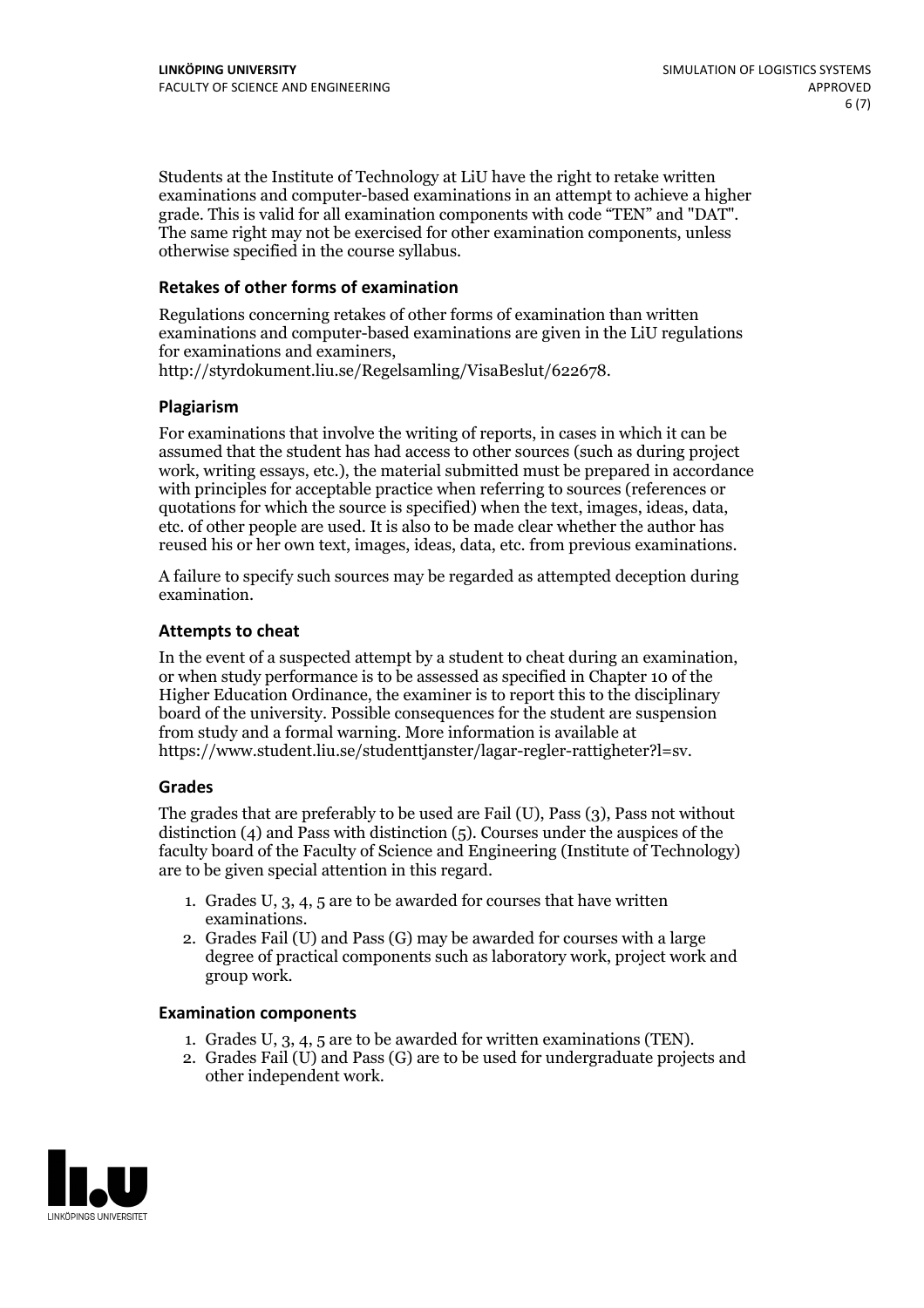Students at the Institute of Technology at LiU have the right to retake written examinations and computer-based examinations in an attempt to achieve a higher grade. This is valid for all examination components with code "TEN" and "DAT". The same right may not be exercised for other examination components, unless otherwise specified in the course syllabus.

### Retakes of other forms of examination

Regulations concerning retakes of other forms of examination than written examinations and computer-based examinations are given in the LiU regulations for examinations and examiners, http://styrdokument.liu.se/Regelsamling/VisaBeslut/622678.

### Plagiarism

For examinations that involve the writing of reports, in cases in which it can be assumed that the student has had access to other sources (such as during project work, writing essays, etc.), the material submitted must be prepared in accordance with principles for acceptable practice when referring to sources (references or quotations for which the source is specified) when the text, images, ideas, data, etc. of other people are used. It is also to be made clear whether the author has reused his or her own text, images, ideas, data, etc. from previous examinations.

A failure to specify such sources may be regarded as attempted deception during examination.

### Attempts to cheat

In the event of a suspected attempt by a student to cheat during an examination, or when study performance is to be assessed as specified in Chapter 10 of the Higher Education Ordinance, the examiner is to report this to the disciplinary board of the university. Possible consequences for the student are suspension from study and a formal warning. More information is available at https://www.student.liu.se/studenttjanster/lagar-regler-rattigheter?l=sv.

### Grades

The grades that are preferably to be used are Fail (U), Pass (3), Pass not without distinction (4) and Pass with distinction (5). Courses under the auspices of the faculty board of the Faculty of Science and Engineering (Institute of Technology) are to be given special attention in this regard.

1. Grades U, 3, 4, 5 are to be awarded for courses that have written examinations.
2. Grades Fail (U) and Pass (G) may be awarded for courses with a large degree of practical components such as laboratory work, project work and group work.

### Examination components

1. Grades U, 3, 4, 5 are to be awarded for written examinations (TEN).
2. Grades Fail (U) and Pass (G) are to be used for undergraduate projects and other independent work.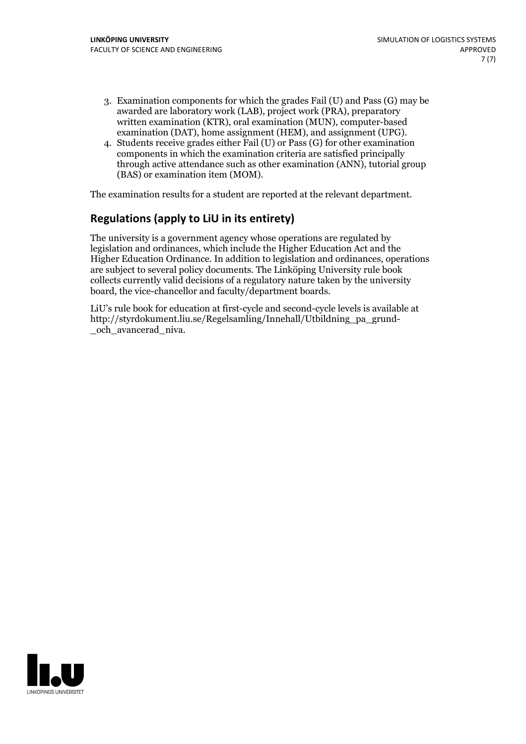3. Examination components for which the grades Fail (U) and Pass (G) may be awarded are laboratory work (LAB), project work (PRA), preparatory written examination (KTR), oral examination (MUN), computer-based examination (DAT), home assignment (HEM), and assignment (UPG).
4. Students receive grades either Fail (U) or Pass (G) for other examination components in which the examination criteria are satisfied principally through active attendance such as other examination (ANN), tutorial group (BAS) or examination item (MOM).

The examination results for a student are reported at the relevant department.

## Regulations (apply to LiU in its entirety)

The university is a government agency whose operations are regulated by legislation and ordinances, which include the Higher Education Act and the Higher Education Ordinance. In addition to legislation and ordinances, operations are subject to several policy documents. The Linköping University rule book collects currently valid decisions of a regulatory nature taken by the university board, the vice-chancellor and faculty/department boards.

LiU's rule book for education at first-cycle and second-cycle levels is available at http://styrdokument.liu.se/Regelsamling/Innehall/Utbildning_pa_grund-_och_avancerad_niva.